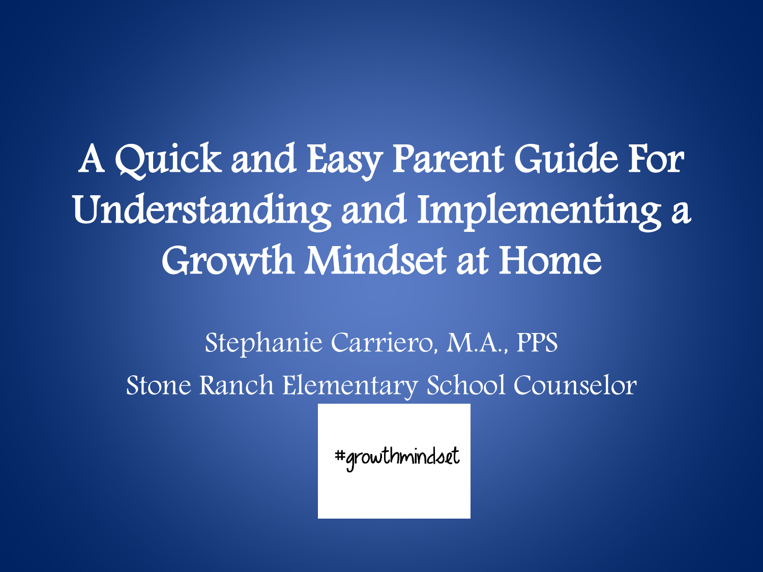# A Quick and Easy Parent Guide For Understanding and Implementing a Growth Mindset at Home

Stephanie Carriero, M.A., PPS

Stone Ranch Elementary School Counselor

#growthmindset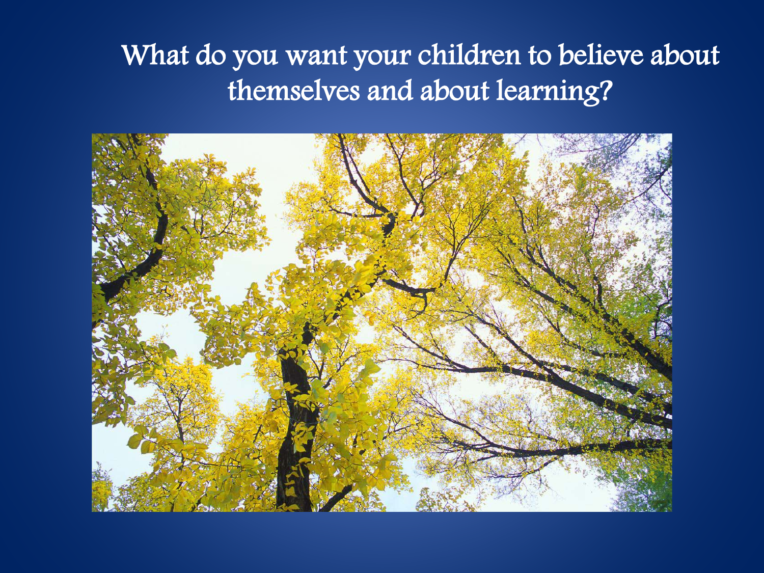# What do you want your children to believe about themselves and about learning?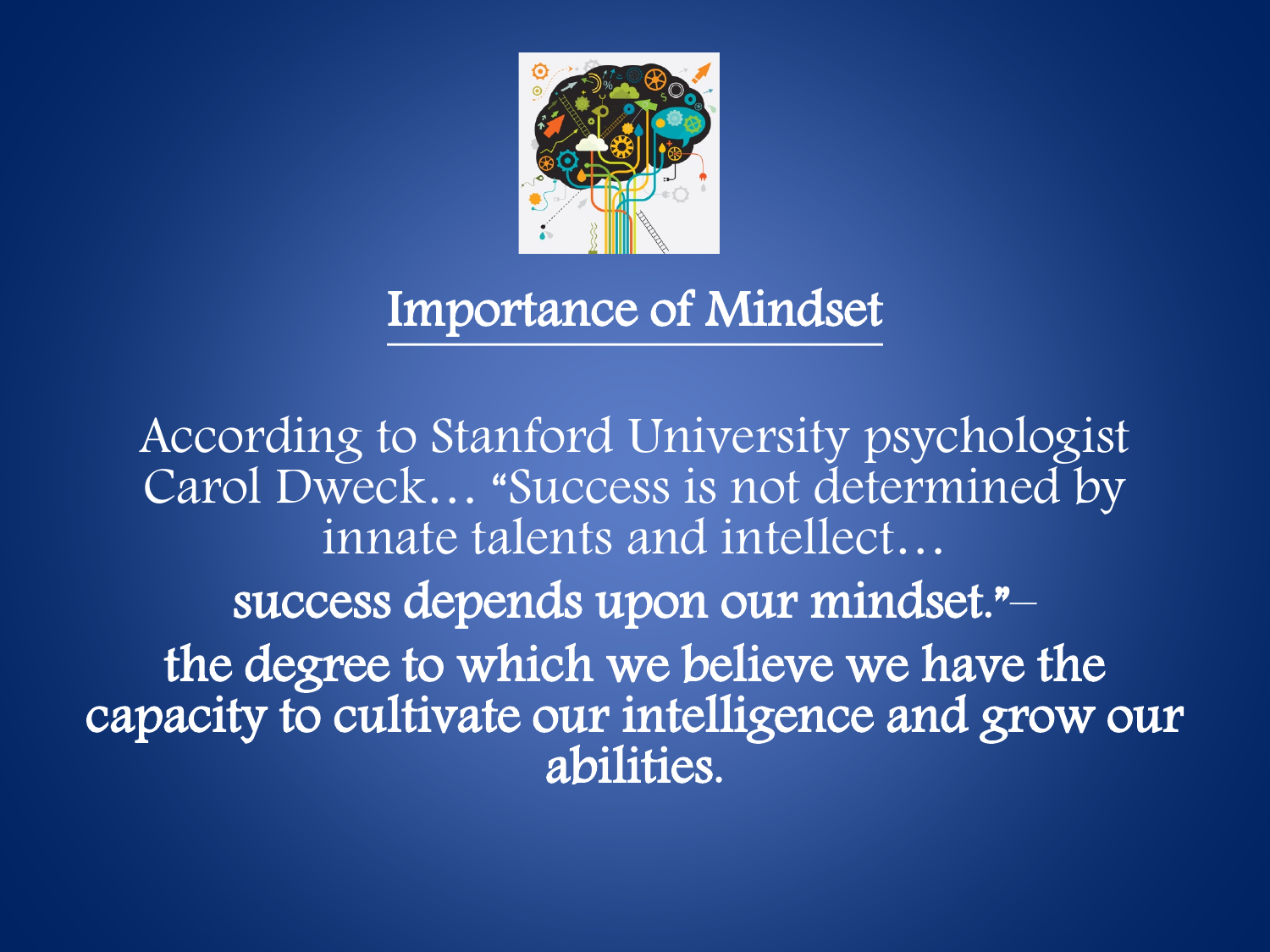## Importance of Mindset

According to Stanford University psychologist Carol Dweck… "Success is not determined by innate talents and intellect…

success depends upon our mindset."–

the degree to which we believe we have the capacity to cultivate our intelligence and grow our abilities.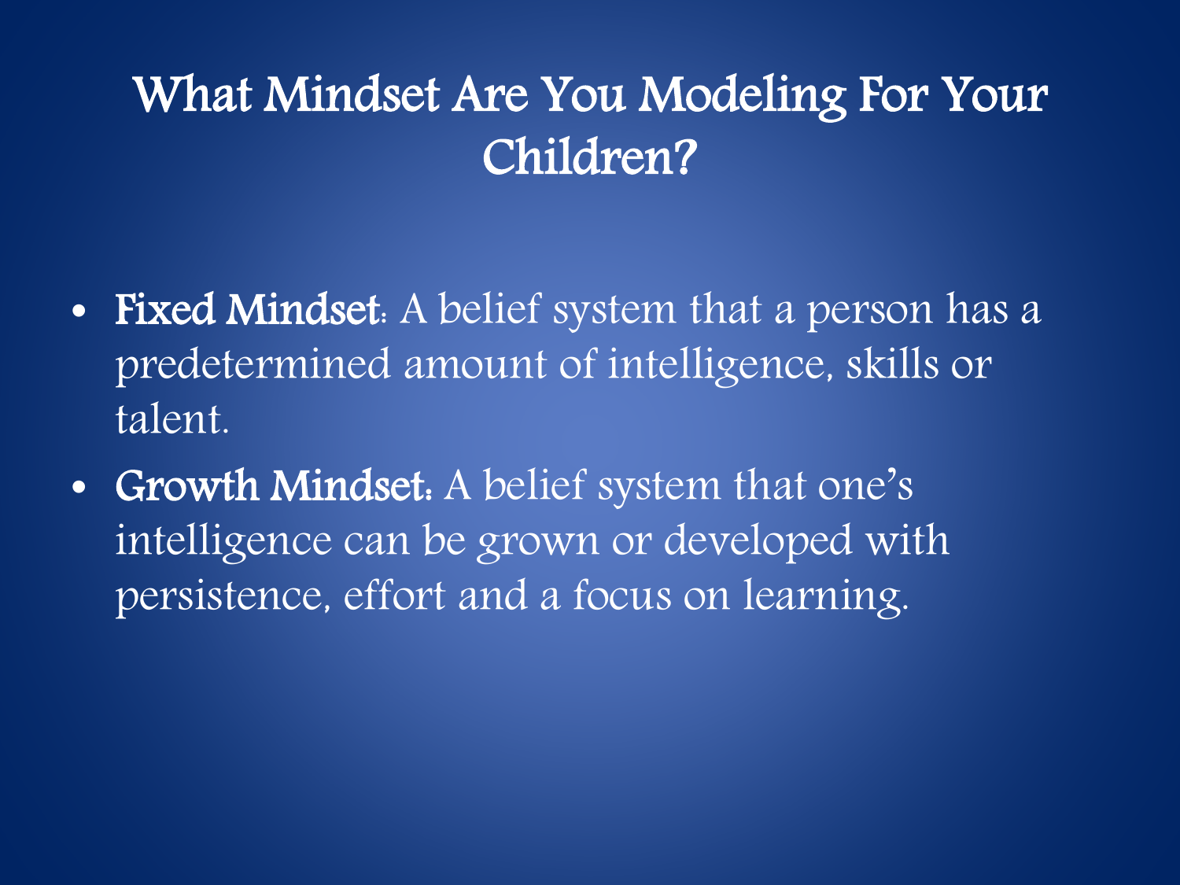# What Mindset Are You Modeling For Your Children?

- **Fixed Mindset**: A belief system that a person has a predetermined amount of intelligence, skills or talent.
- **Growth Mindset**: A belief system that one's intelligence can be grown or developed with persistence, effort and a focus on learning.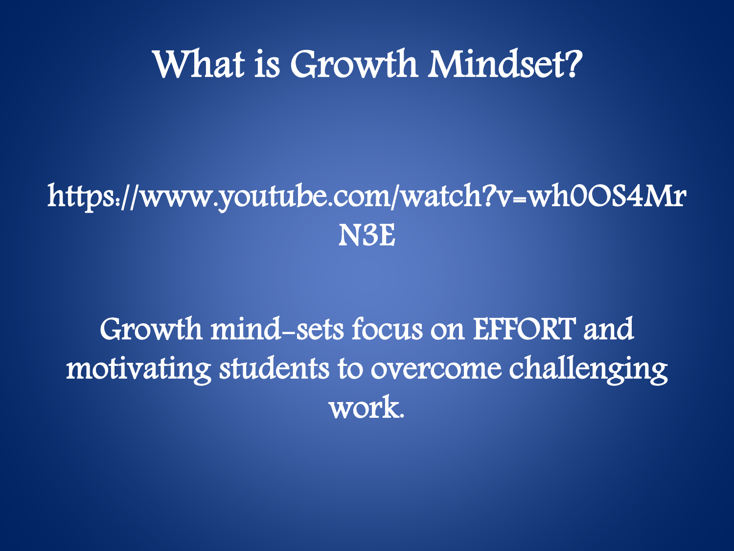# What is Growth Mindset?

https://www.youtube.com/watch?v=wh0OS4MrN3E

Growth mind-sets focus on EFFORT and motivating students to overcome challenging work.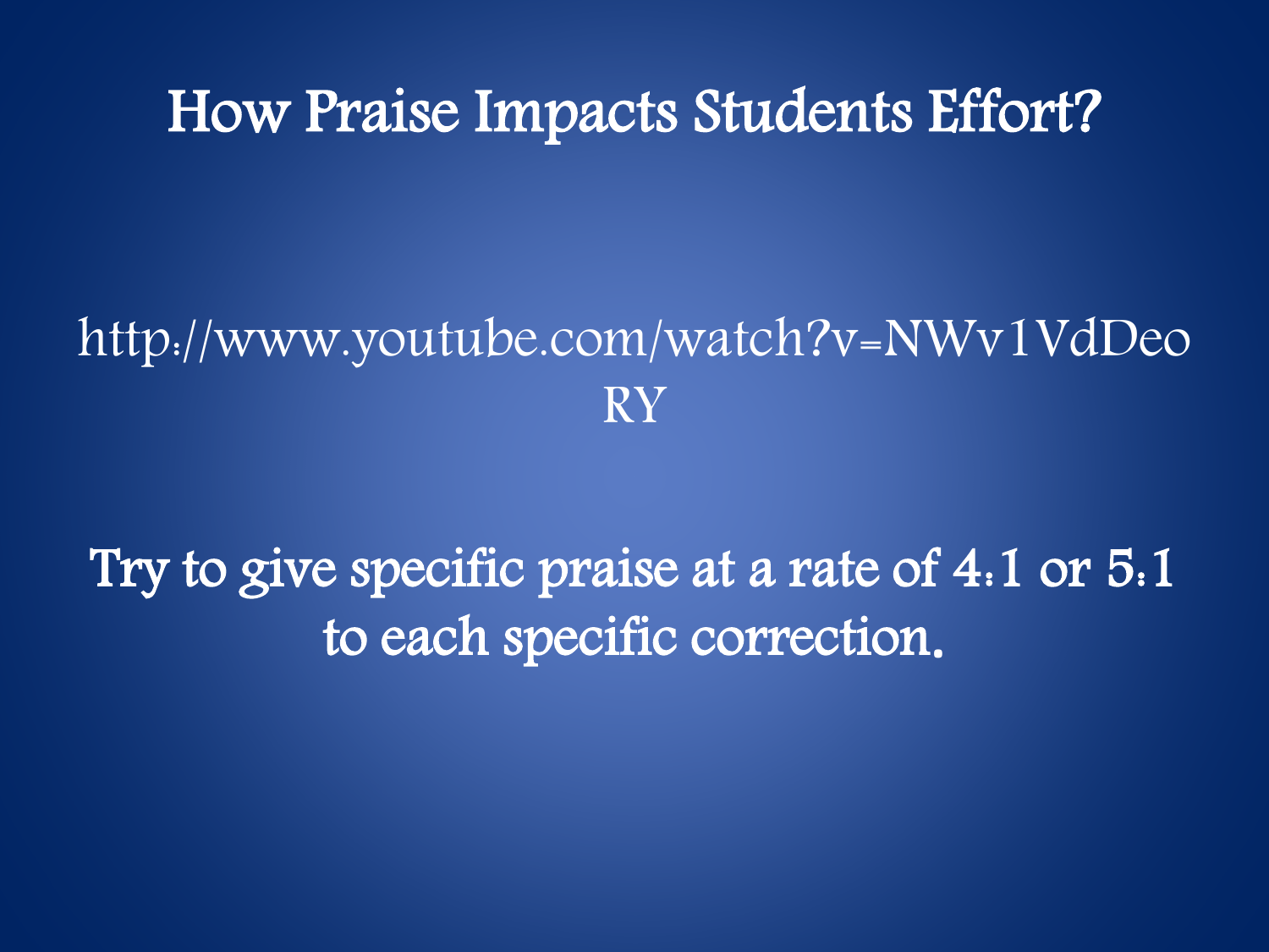# How Praise Impacts Students Effort?

http://www.youtube.com/watch?v=NWv1VdDeoRY

Try to give specific praise at a rate of 4:1 or 5:1 to each specific correction.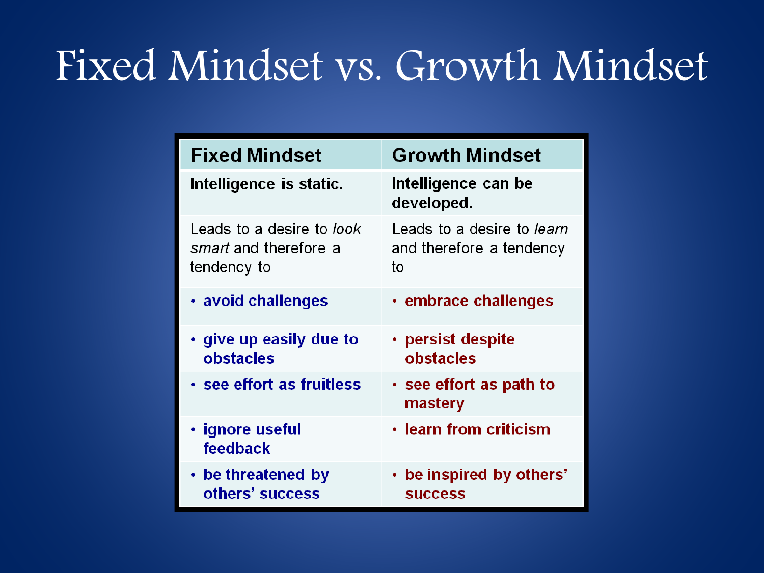# Fixed Mindset vs. Growth Mindset

| Fixed Mindset | Growth Mindset |
|---|---|
| **Intelligence is static.** | **Intelligence can be developed.** |
| Leads to a desire to *look smart* and therefore a tendency to | Leads to a desire to *learn* and therefore a tendency to |
| • **avoid challenges** | • **embrace challenges** |
| • **give up easily due to obstacles** | • **persist despite obstacles** |
| • **see effort as fruitless** | • **see effort as path to mastery** |
| • **ignore useful feedback** | • **learn from criticism** |
| • **be threatened by others' success** | • **be inspired by others' success** |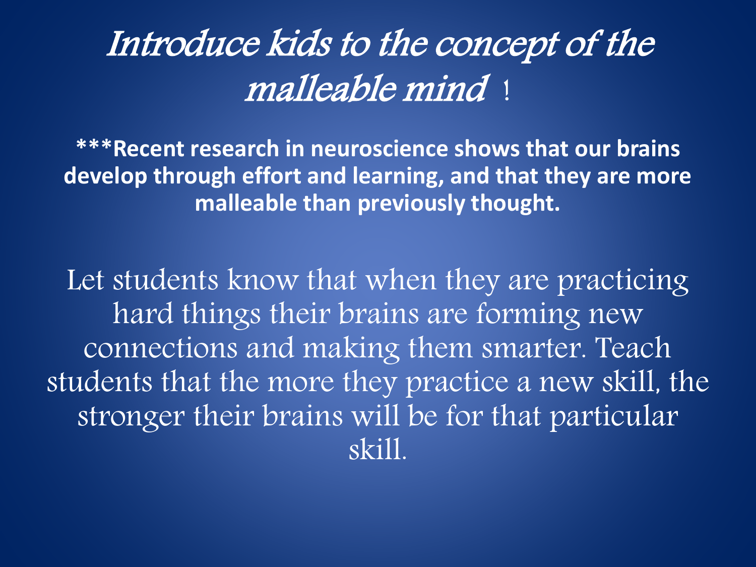# *Introduce kids to the concept of the malleable mind* !

**\*\*\*Recent research in neuroscience shows that our brains develop through effort and learning, and that they are more malleable than previously thought.**

Let students know that when they are practicing hard things their brains are forming new connections and making them smarter. Teach students that the more they practice a new skill, the stronger their brains will be for that particular skill.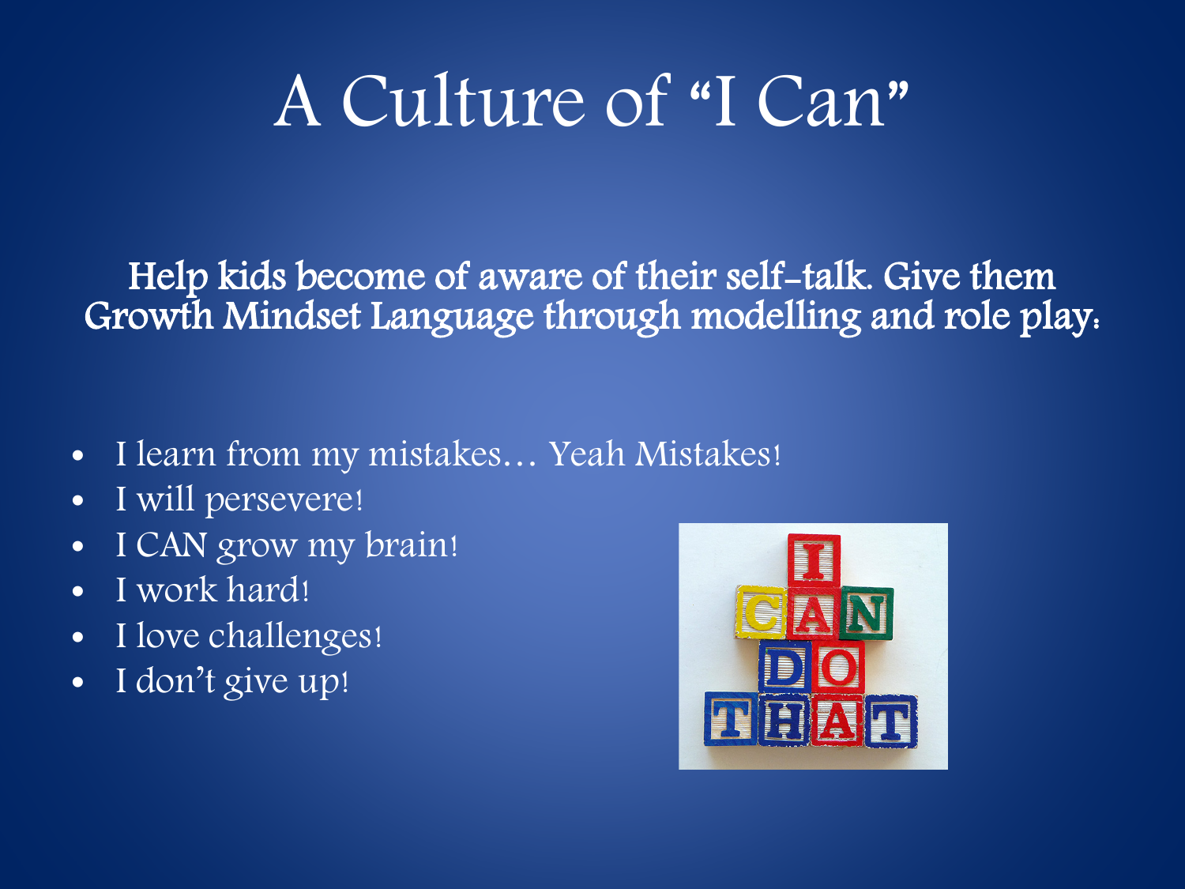# A Culture of "I Can"

**Help kids become of aware of their self-talk. Give them Growth Mindset Language through modelling and role play:**

- I learn from my mistakes… Yeah Mistakes!
- I will persevere!
- I CAN grow my brain!
- I work hard!
- I love challenges!
- I don't give up!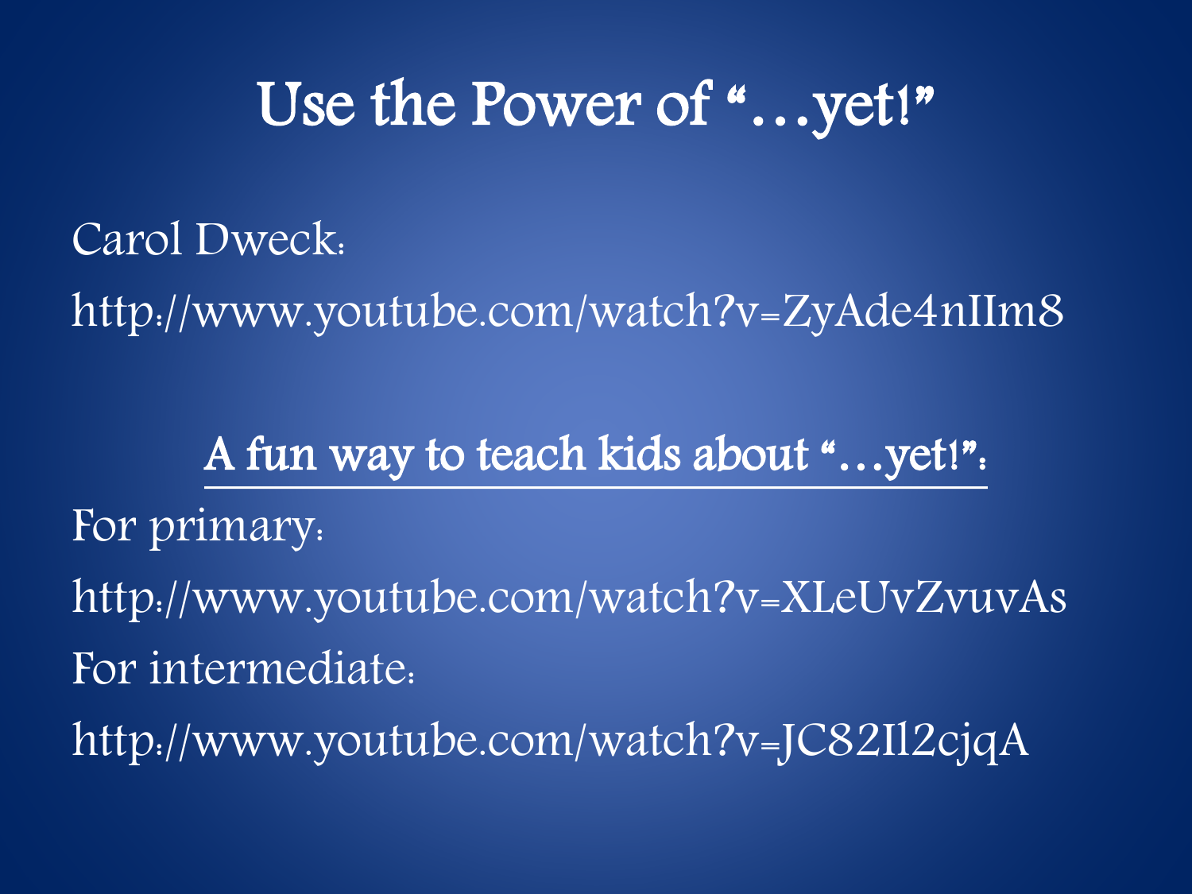# Use the Power of "…yet!"

Carol Dweck:

http://www.youtube.com/watch?v=ZyAde4nIIm8

**A fun way to teach kids about "…yet!":**

For primary:

http://www.youtube.com/watch?v=XLeUvZvuvAs

For intermediate:

http://www.youtube.com/watch?v=JC82Il2cjqA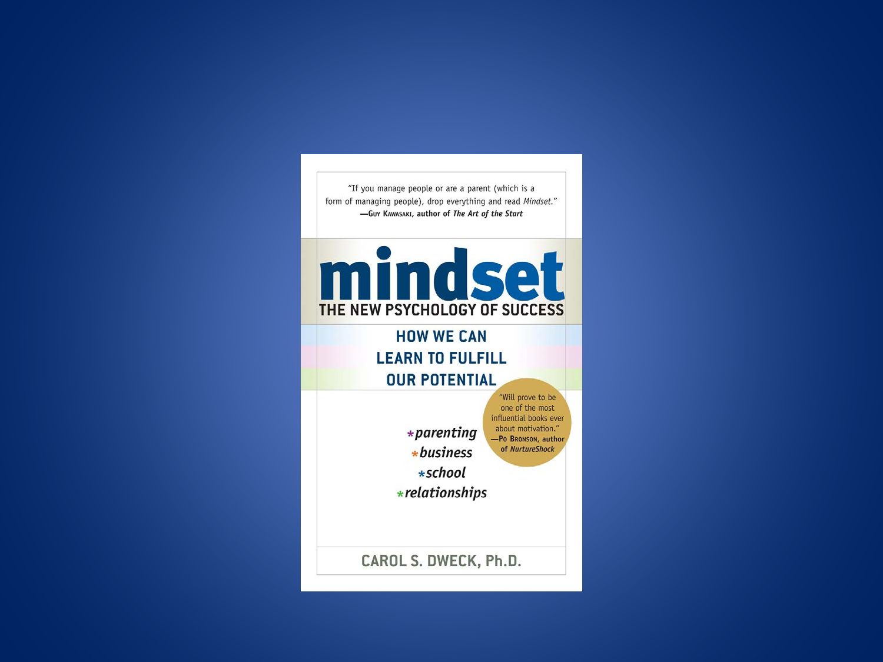"If you manage people or are a parent (which is a form of managing people), drop everything and read *Mindset.*"
—Guy Kawasaki, author of *The Art of the Start*

# mindset

## THE NEW PSYCHOLOGY OF SUCCESS

### HOW WE CAN LEARN TO FULFILL OUR POTENTIAL

"Will prove to be one of the most influential books ever about motivation."
—Po Bronson, author of *NurtureShock*

*parenting
*business
*school
*relationships

CAROL S. DWECK, Ph.D.